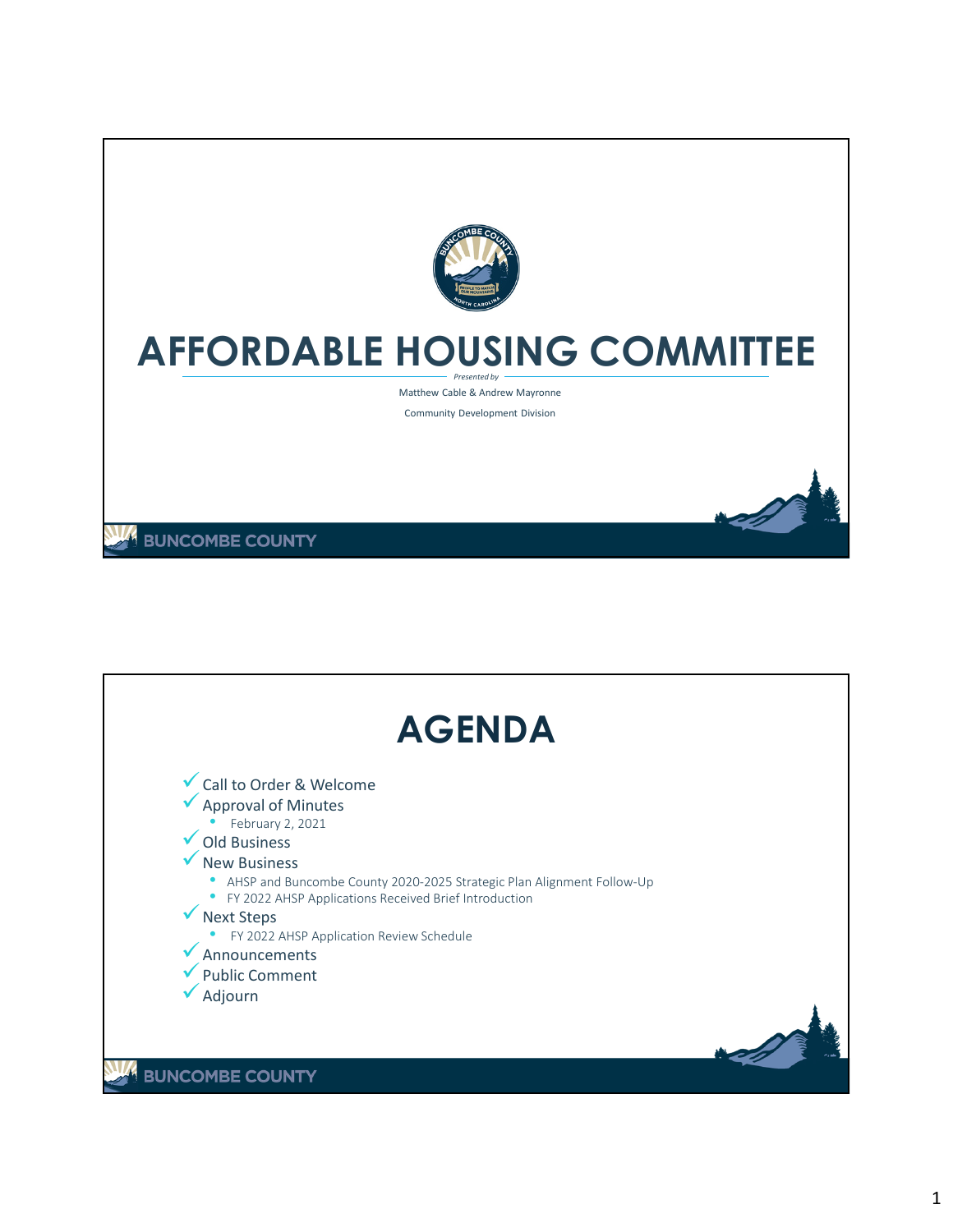# AFFORDABLE HOUSING COMMITTEE

*Presented by*

Matthew Cable & Andrew Mayronne

Community Development Division

BUNCOMBE COUNTY

# AGENDA

- ✓ Call to Order & Welcome
- ✓ Approval of Minutes
  - February 2, 2021
- ✓ Old Business
- ✓ New Business
  - AHSP and Buncombe County 2020-2025 Strategic Plan Alignment Follow-Up
  - FY 2022 AHSP Applications Received Brief Introduction
- ✓ Next Steps
  - FY 2022 AHSP Application Review Schedule
- ✓ Announcements
- ✓ Public Comment
- ✓ Adjourn

BUNCOMBE COUNTY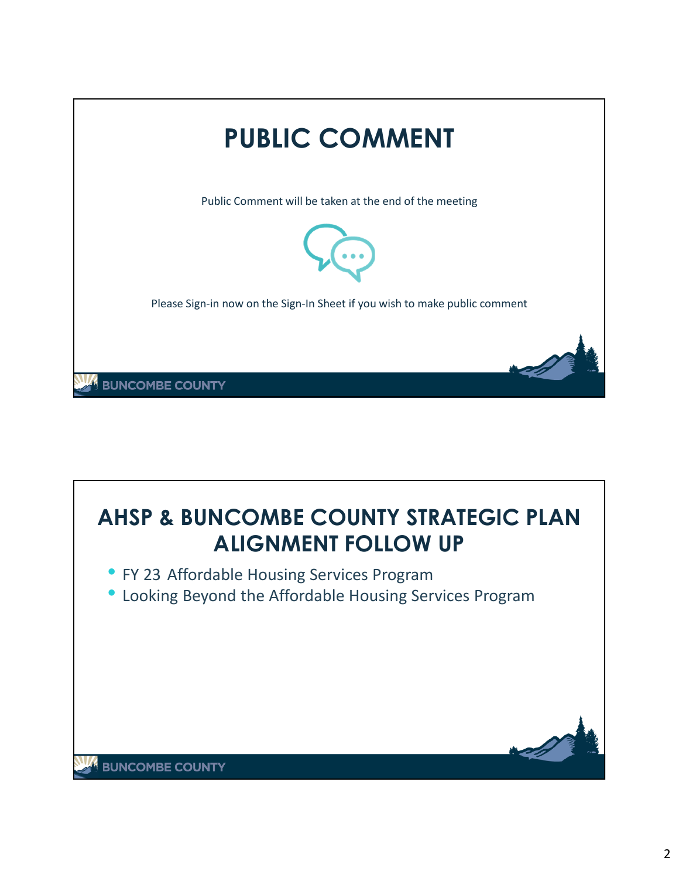# PUBLIC COMMENT

Public Comment will be taken at the end of the meeting

Please Sign-in now on the Sign-In Sheet if you wish to make public comment

BUNCOMBE COUNTY

# AHSP & BUNCOMBE COUNTY STRATEGIC PLAN ALIGNMENT FOLLOW UP

- FY 23 Affordable Housing Services Program
- Looking Beyond the Affordable Housing Services Program

BUNCOMBE COUNTY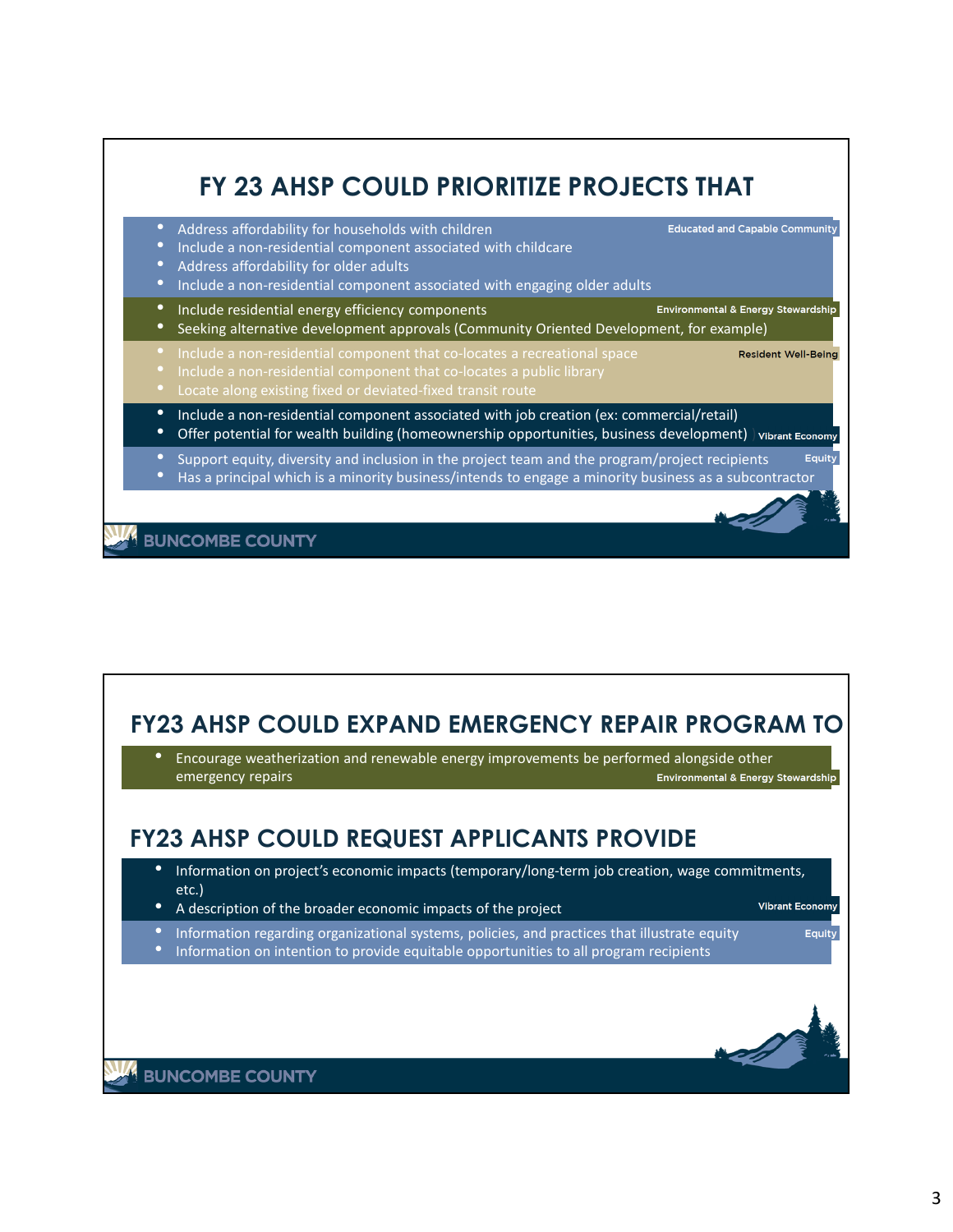## FY 23 AHSP COULD PRIORITIZE PROJECTS THAT

**Educated and Capable Community**

- Address affordability for households with children
- Include a non-residential component associated with childcare
- Address affordability for older adults
- Include a non-residential component associated with engaging older adults

**Environmental & Energy Stewardship**

- Include residential energy efficiency components
- Seeking alternative development approvals (Community Oriented Development, for example)

**Resident Well-Being**

- Include a non-residential component that co-locates a recreational space
- Include a non-residential component that co-locates a public library
- Locate along existing fixed or deviated-fixed transit route

**Vibrant Economy**

- Include a non-residential component associated with job creation (ex: commercial/retail)
- Offer potential for wealth building (homeownership opportunities, business development)

**Equity**

- Support equity, diversity and inclusion in the project team and the program/project recipients
- Has a principal which is a minority business/intends to engage a minority business as a subcontractor

BUNCOMBE COUNTY

## FY23 AHSP COULD EXPAND EMERGENCY REPAIR PROGRAM TO

**Environmental & Energy Stewardship**

- Encourage weatherization and renewable energy improvements be performed alongside other emergency repairs

## FY23 AHSP COULD REQUEST APPLICANTS PROVIDE

**Vibrant Economy**

- Information on project's economic impacts (temporary/long-term job creation, wage commitments, etc.)
- A description of the broader economic impacts of the project

**Equity**

- Information regarding organizational systems, policies, and practices that illustrate equity
- Information on intention to provide equitable opportunities to all program recipients

BUNCOMBE COUNTY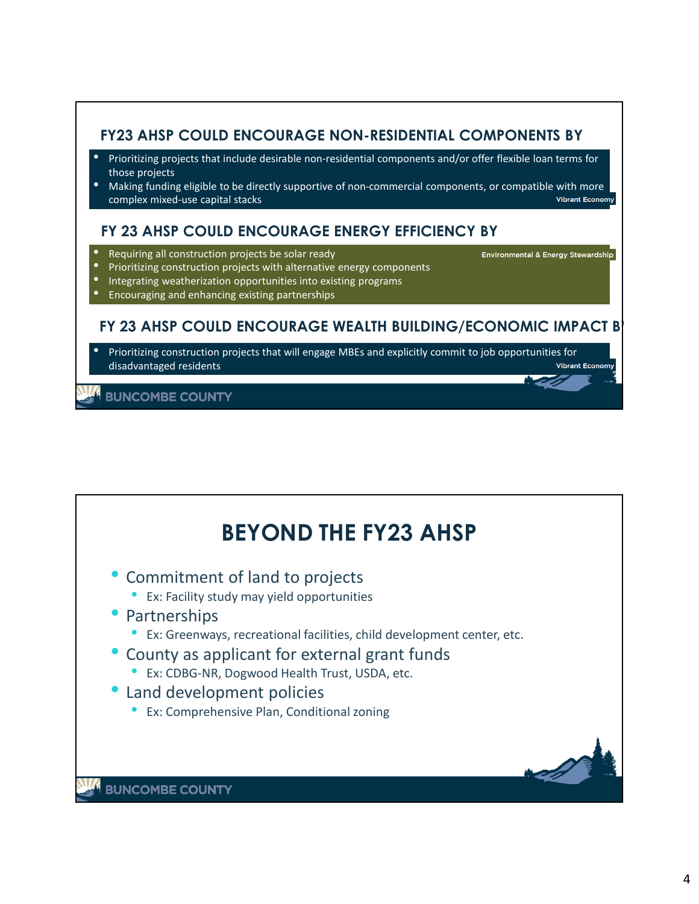## FY23 AHSP COULD ENCOURAGE NON-RESIDENTIAL COMPONENTS BY

- Prioritizing projects that include desirable non-residential components and/or offer flexible loan terms for those projects
- Making funding eligible to be directly supportive of non-commercial components, or compatible with more complex mixed-use capital stacks

Vibrant Economy

## FY 23 AHSP COULD ENCOURAGE ENERGY EFFICIENCY BY

Environmental & Energy Stewardship

- Requiring all construction projects be solar ready
- Prioritizing construction projects with alternative energy components
- Integrating weatherization opportunities into existing programs
- Encouraging and enhancing existing partnerships

## FY 23 AHSP COULD ENCOURAGE WEALTH BUILDING/ECONOMIC IMPACT B

- Prioritizing construction projects that will engage MBEs and explicitly commit to job opportunities for disadvantaged residents

Vibrant Economy

BUNCOMBE COUNTY

# BEYOND THE FY23 AHSP

- Commitment of land to projects
  - Ex: Facility study may yield opportunities
- Partnerships
  - Ex: Greenways, recreational facilities, child development center, etc.
- County as applicant for external grant funds
  - Ex: CDBG-NR, Dogwood Health Trust, USDA, etc.
- Land development policies
  - Ex: Comprehensive Plan, Conditional zoning

BUNCOMBE COUNTY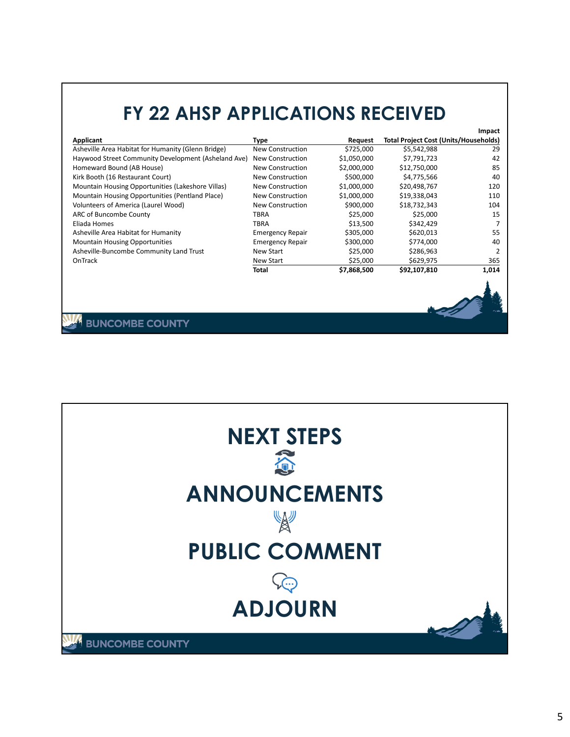# FY 22 AHSP APPLICATIONS RECEIVED

| Applicant | Type | Request | Total Project Cost | Impact (Units/Households) |
|---|---|---|---|---|
| Asheville Area Habitat for Humanity (Glenn Bridge) | New Construction | $725,000 | $5,542,988 | 29 |
| Haywood Street Community Development (Asheland Ave) | New Construction | $1,050,000 | $7,791,723 | 42 |
| Homeward Bound (AB House) | New Construction | $2,000,000 | $12,750,000 | 85 |
| Kirk Booth (16 Restaurant Court) | New Construction | $500,000 | $4,775,566 | 40 |
| Mountain Housing Opportunities (Lakeshore Villas) | New Construction | $1,000,000 | $20,498,767 | 120 |
| Mountain Housing Opportunities (Pentland Place) | New Construction | $1,000,000 | $19,338,043 | 110 |
| Volunteers of America (Laurel Wood) | New Construction | $900,000 | $18,732,343 | 104 |
| ARC of Buncombe County | TBRA | $25,000 | $25,000 | 15 |
| Eliada Homes | TBRA | $13,500 | $342,429 | 7 |
| Asheville Area Habitat for Humanity | Emergency Repair | $305,000 | $620,013 | 55 |
| Mountain Housing Opportunities | Emergency Repair | $300,000 | $774,000 | 40 |
| Asheville-Buncombe Community Land Trust | New Start | $25,000 | $286,963 | 2 |
| OnTrack | New Start | $25,000 | $629,975 | 365 |
| | **Total** | **$7,868,500** | **$92,107,810** | **1,014** |

BUNCOMBE COUNTY

# NEXT STEPS

# ANNOUNCEMENTS

# PUBLIC COMMENT

# ADJOURN

BUNCOMBE COUNTY